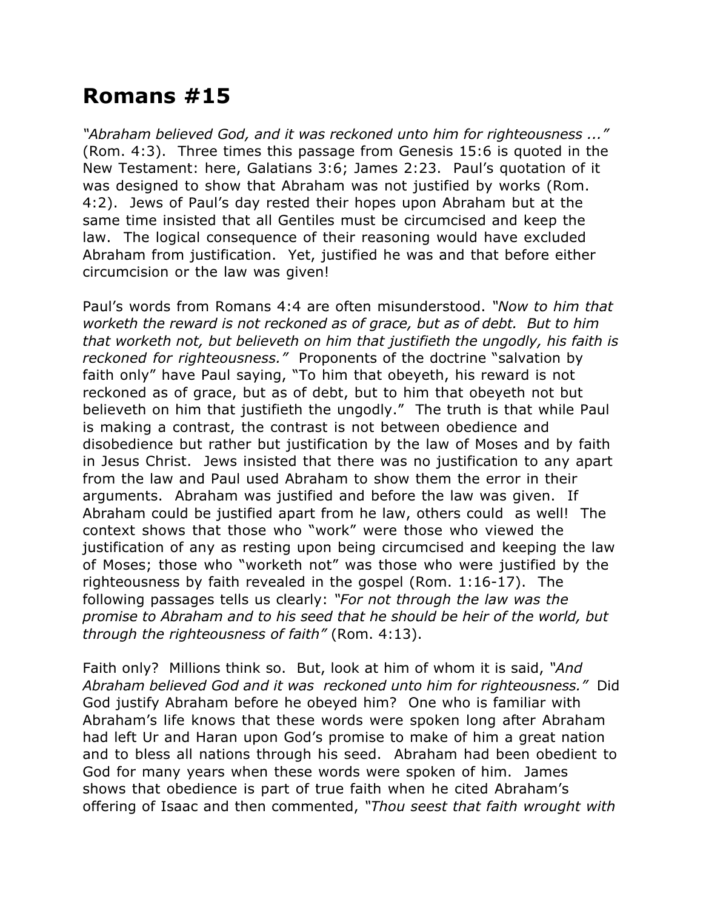# Romans #15

*"Abraham believed God, and it was reckoned unto him for righteousness ..."* (Rom. 4:3). Three times this passage from Genesis 15:6 is quoted in the New Testament: here, Galatians 3:6; James 2:23. Paul's quotation of it was designed to show that Abraham was not justified by works (Rom. 4:2). Jews of Paul's day rested their hopes upon Abraham but at the same time insisted that all Gentiles must be circumcised and keep the law. The logical consequence of their reasoning would have excluded Abraham from justification. Yet, justified he was and that before either circumcision or the law was given!

Paul's words from Romans 4:4 are often misunderstood. *"Now to him that worketh the reward is not reckoned as of grace, but as of debt. But to him that worketh not, but believeth on him that justifieth the ungodly, his faith is reckoned for righteousness."* Proponents of the doctrine "salvation by faith only" have Paul saying, "To him that obeyeth, his reward is not reckoned as of grace, but as of debt, but to him that obeyeth not but believeth on him that justifieth the ungodly." The truth is that while Paul is making a contrast, the contrast is not between obedience and disobedience but rather but justification by the law of Moses and by faith in Jesus Christ. Jews insisted that there was no justification to any apart from the law and Paul used Abraham to show them the error in their arguments. Abraham was justified and before the law was given. If Abraham could be justified apart from he law, others could as well! The context shows that those who "work" were those who viewed the justification of any as resting upon being circumcised and keeping the law of Moses; those who "worketh not" was those who were justified by the righteousness by faith revealed in the gospel (Rom. 1:16-17). The following passages tells us clearly: *"For not through the law was the promise to Abraham and to his seed that he should be heir of the world, but through the righteousness of faith"* (Rom. 4:13).

Faith only? Millions think so. But, look at him of whom it is said, *"And Abraham believed God and it was reckoned unto him for righteousness."* Did God justify Abraham before he obeyed him? One who is familiar with Abraham's life knows that these words were spoken long after Abraham had left Ur and Haran upon God's promise to make of him a great nation and to bless all nations through his seed. Abraham had been obedient to God for many years when these words were spoken of him. James shows that obedience is part of true faith when he cited Abraham's offering of Isaac and then commented, *"Thou seest that faith wrought with*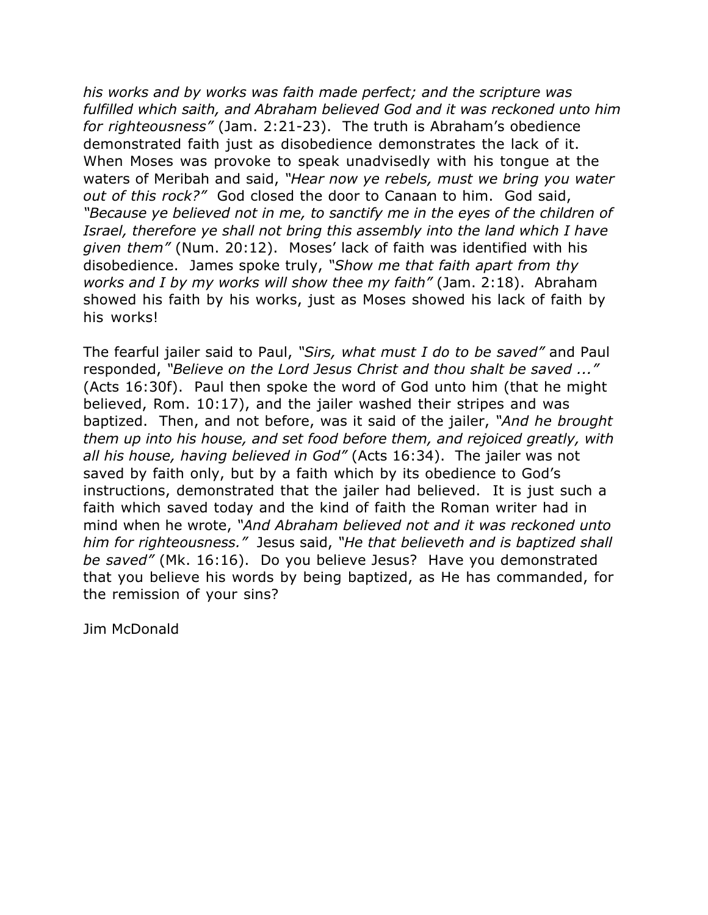*his works and by works was faith made perfect; and the scripture was fulfilled which saith, and Abraham believed God and it was reckoned unto him for righteousness"* (Jam. 2:21-23). The truth is Abraham's obedience demonstrated faith just as disobedience demonstrates the lack of it. When Moses was provoke to speak unadvisedly with his tongue at the waters of Meribah and said, *"Hear now ye rebels, must we bring you water out of this rock?"* God closed the door to Canaan to him. God said, *"Because ye believed not in me, to sanctify me in the eyes of the children of Israel, therefore ye shall not bring this assembly into the land which I have given them"* (Num. 20:12). Moses' lack of faith was identified with his disobedience. James spoke truly, *"Show me that faith apart from thy works and I by my works will show thee my faith"* (Jam. 2:18). Abraham showed his faith by his works, just as Moses showed his lack of faith by his works!

The fearful jailer said to Paul, *"Sirs, what must I do to be saved"* and Paul responded, *"Believe on the Lord Jesus Christ and thou shalt be saved ..."* (Acts 16:30f). Paul then spoke the word of God unto him (that he might believed, Rom. 10:17), and the jailer washed their stripes and was baptized. Then, and not before, was it said of the jailer, *"And he brought them up into his house, and set food before them, and rejoiced greatly, with all his house, having believed in God"* (Acts 16:34). The jailer was not saved by faith only, but by a faith which by its obedience to God's instructions, demonstrated that the jailer had believed. It is just such a faith which saved today and the kind of faith the Roman writer had in mind when he wrote, *"And Abraham believed not and it was reckoned unto him for righteousness."* Jesus said, *"He that believeth and is baptized shall be saved"* (Mk. 16:16). Do you believe Jesus? Have you demonstrated that you believe his words by being baptized, as He has commanded, for the remission of your sins?

Jim McDonald